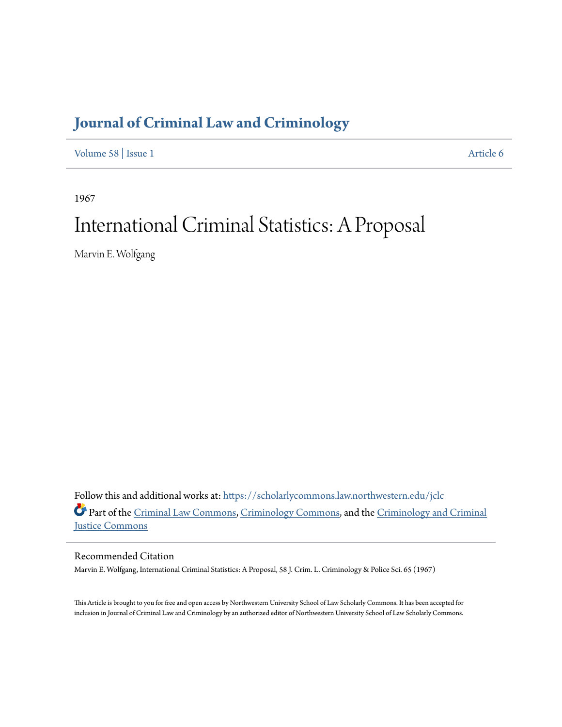# Journal of Criminal Law and Criminology

Volume 58 | Issue 1 Article 6

1967

# International Criminal Statistics: A Proposal

Marvin E. Wolfgang

Follow this and additional works at: https://scholarlycommons.law.northwestern.edu/jclc

Part of the Criminal Law Commons, Criminology Commons, and the Criminology and Criminal Justice Commons

## Recommended Citation

Marvin E. Wolfgang, International Criminal Statistics: A Proposal, 58 J. Crim. L. Criminology & Police Sci. 65 (1967)

This Article is brought to you for free and open access by Northwestern University School of Law Scholarly Commons. It has been accepted for inclusion in Journal of Criminal Law and Criminology by an authorized editor of Northwestern University School of Law Scholarly Commons.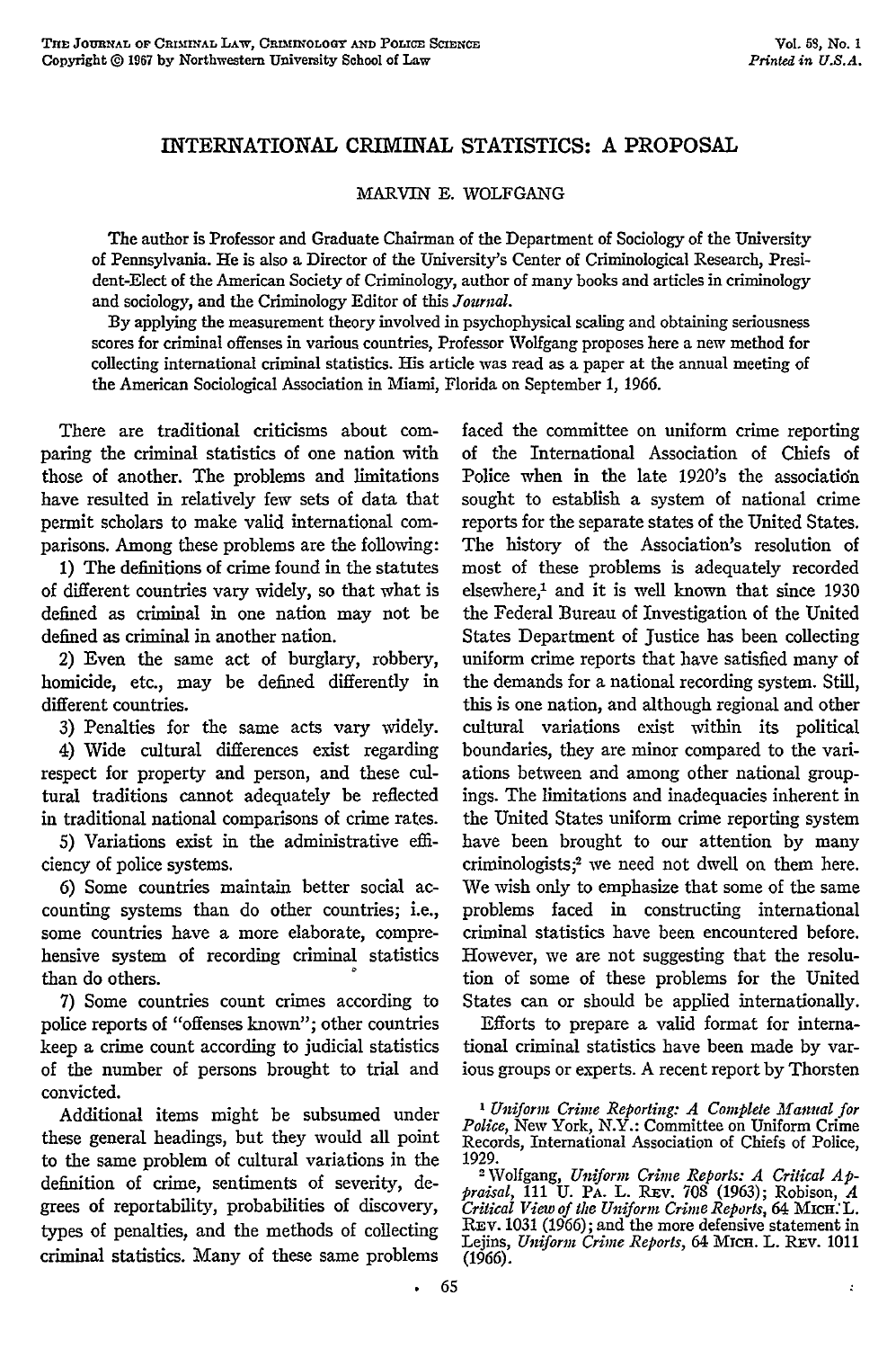# INTERNATIONAL CRIMINAL STATISTICS: A PROPOSAL

MARVIN E. WOLFGANG

The author is Professor and Graduate Chairman of the Department of Sociology of the University of Pennsylvania. He is also a Director of the University's Center of Criminological Research, President-Elect of the American Society of Criminology, author of many books and articles in criminology and sociology, and the Criminology Editor of this *Journal*.

By applying the measurement theory involved in psychophysical scaling and obtaining seriousness scores for criminal offenses in various countries, Professor Wolfgang proposes here a new method for collecting international criminal statistics. His article was read as a paper at the annual meeting of the American Sociological Association in Miami, Florida on September 1, 1966.

There are traditional criticisms about comparing the criminal statistics of one nation with those of another. The problems and limitations have resulted in relatively few sets of data that permit scholars to make valid international comparisons. Among these problems are the following:

1) The definitions of crime found in the statutes of different countries vary widely, so that what is defined as criminal in one nation may not be defined as criminal in another nation.

2) Even the same act of burglary, robbery, homicide, etc., may be defined differently in different countries.

3) Penalties for the same acts vary widely.

4) Wide cultural differences exist regarding respect for property and person, and these cultural traditions cannot adequately be reflected in traditional national comparisons of crime rates.

5) Variations exist in the administrative efficiency of police systems.

6) Some countries maintain better social accounting systems than do other countries; i.e., some countries have a more elaborate, comprehensive system of recording criminal statistics than do others.

7) Some countries count crimes according to police reports of "offenses known"; other countries keep a crime count according to judicial statistics of the number of persons brought to trial and convicted.

Additional items might be subsumed under these general headings, but they would all point to the same problem of cultural variations in the definition of crime, sentiments of severity, degrees of reportability, probabilities of discovery, types of penalties, and the methods of collecting criminal statistics. Many of these same problems faced the committee on uniform crime reporting of the International Association of Chiefs of Police when in the late 1920's the association sought to establish a system of national crime reports for the separate states of the United States. The history of the Association's resolution of most of these problems is adequately recorded elsewhere,[1] and it is well known that since 1930 the Federal Bureau of Investigation of the United States Department of Justice has been collecting uniform crime reports that have satisfied many of the demands for a national recording system. Still, this is one nation, and although regional and other cultural variations exist within its political boundaries, they are minor compared to the variations between and among other national groupings. The limitations and inadequacies inherent in the United States uniform crime reporting system have been brought to our attention by many criminologists;[2] we need not dwell on them here. We wish only to emphasize that some of the same problems faced in constructing international criminal statistics have been encountered before. However, we are not suggesting that the resolution of some of these problems for the United States can or should be applied internationally.

Efforts to prepare a valid format for international criminal statistics have been made by various groups or experts. A recent report by Thorsten

[1] *Uniform Crime Reporting: A Complete Manual for Police*, New York, N.Y.: Committee on Uniform Crime Records, International Association of Chiefs of Police, 1929.

[2] Wolfgang, *Uniform Crime Reports: A Critical Appraisal*, 111 U. PA. L. REV. 708 (1963); Robison, *A Critical View of the Uniform Crime Reports*, 64 MICH. L. REV. 1031 (1966); and the more defensive statement in Lejins, *Uniform Crime Reports*, 64 MICH. L. REV. 1011 (1966).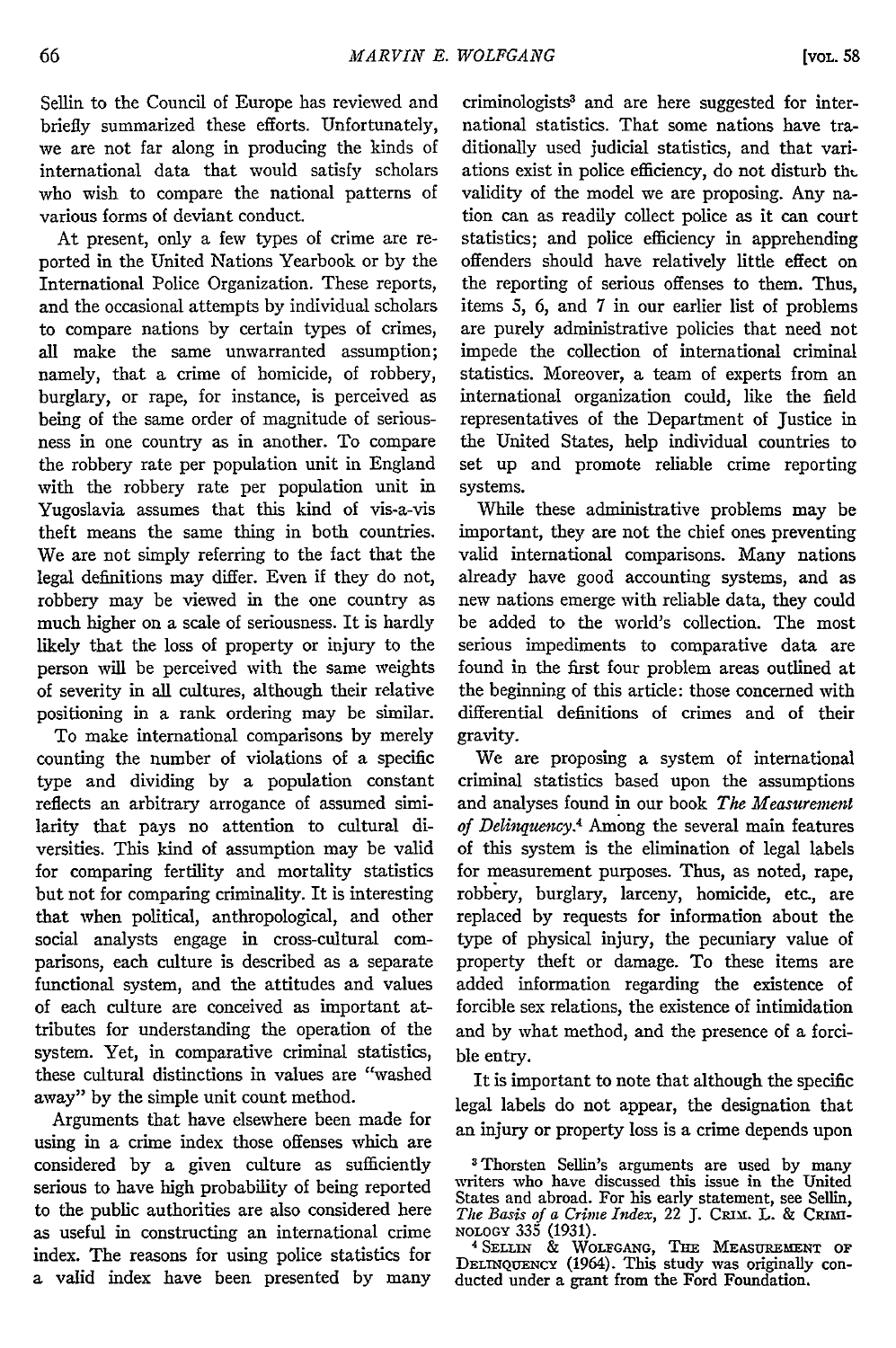Sellin to the Council of Europe has reviewed and briefly summarized these efforts. Unfortunately, we are not far along in producing the kinds of international data that would satisfy scholars who wish to compare the national patterns of various forms of deviant conduct.

At present, only a few types of crime are reported in the United Nations Yearbook or by the International Police Organization. These reports, and the occasional attempts by individual scholars to compare nations by certain types of crimes, all make the same unwarranted assumption; namely, that a crime of homicide, of robbery, burglary, or rape, for instance, is perceived as being of the same order of magnitude of seriousness in one country as in another. To compare the robbery rate per population unit in England with the robbery rate per population unit in Yugoslavia assumes that this kind of vis-a-vis theft means the same thing in both countries. We are not simply referring to the fact that the legal definitions may differ. Even if they do not, robbery may be viewed in the one country as much higher on a scale of seriousness. It is hardly likely that the loss of property or injury to the person will be perceived with the same weights of severity in all cultures, although their relative positioning in a rank ordering may be similar.

To make international comparisons by merely counting the number of violations of a specific type and dividing by a population constant reflects an arbitrary arrogance of assumed similarity that pays no attention to cultural diversities. This kind of assumption may be valid for comparing fertility and mortality statistics but not for comparing criminality. It is interesting that when political, anthropological, and other social analysts engage in cross-cultural comparisons, each culture is described as a separate functional system, and the attitudes and values of each culture are conceived as important attributes for understanding the operation of the system. Yet, in comparative criminal statistics, these cultural distinctions in values are "washed away" by the simple unit count method.

Arguments that have elsewhere been made for using in a crime index those offenses which are considered by a given culture as sufficiently serious to have high probability of being reported to the public authorities are also considered here as useful in constructing an international crime index. The reasons for using police statistics for a valid index have been presented by many criminologists[3] and are here suggested for international statistics. That some nations have traditionally used judicial statistics, and that variations exist in police efficiency, do not disturb the validity of the model we are proposing. Any nation can as readily collect police as it can court statistics; and police efficiency in apprehending offenders should have relatively little effect on the reporting of serious offenses to them. Thus, items 5, 6, and 7 in our earlier list of problems are purely administrative policies that need not impede the collection of international criminal statistics. Moreover, a team of experts from an international organization could, like the field representatives of the Department of Justice in the United States, help individual countries to set up and promote reliable crime reporting systems.

While these administrative problems may be important, they are not the chief ones preventing valid international comparisons. Many nations already have good accounting systems, and as new nations emerge with reliable data, they could be added to the world's collection. The most serious impediments to comparative data are found in the first four problem areas outlined at the beginning of this article: those concerned with differential definitions of crimes and of their gravity.

We are proposing a system of international criminal statistics based upon the assumptions and analyses found in our book *The Measurement of Delinquency*.[4] Among the several main features of this system is the elimination of legal labels for measurement purposes. Thus, as noted, rape, robbery, burglary, larceny, homicide, etc., are replaced by requests for information about the type of physical injury, the pecuniary value of property theft or damage. To these items are added information regarding the existence of forcible sex relations, the existence of intimidation and by what method, and the presence of a forcible entry.

It is important to note that although the specific legal labels do not appear, the designation that an injury or property loss is a crime depends upon

[3] Thorsten Sellin's arguments are used by many writers who have discussed this issue in the United States and abroad. For his early statement, see Sellin, *The Basis of a Crime Index*, 22 J. Crim. L. & Criminology 335 (1931).

[4] Sellin & Wolfgang, The Measurement of Delinquency (1964). This study was originally conducted under a grant from the Ford Foundation.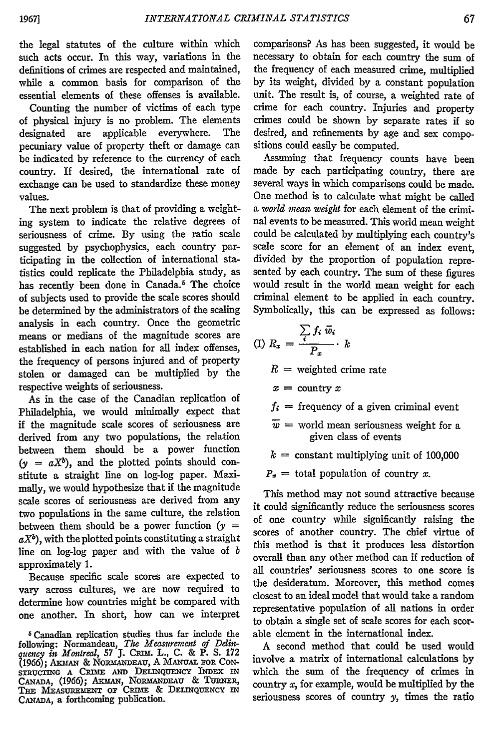the legal statutes of the culture within which such acts occur. In this way, variations in the definitions of crimes are respected and maintained, while a common basis for comparison of the essential elements of these offenses is available.

Counting the number of victims of each type of physical injury is no problem. The elements designated are applicable everywhere. The pecuniary value of property theft or damage can be indicated by reference to the currency of each country. If desired, the international rate of exchange can be used to standardize these money values.

The next problem is that of providing a weighting system to indicate the relative degrees of seriousness of crime. By using the ratio scale suggested by psychophysics, each country participating in the collection of international statistics could replicate the Philadelphia study, as has recently been done in Canada.[5] The choice of subjects used to provide the scale scores should be determined by the administrators of the scaling analysis in each country. Once the geometric means or medians of the magnitude scores are established in each nation for all index offenses, the frequency of persons injured and of property stolen or damaged can be multiplied by the respective weights of seriousness.

As in the case of the Canadian replication of Philadelphia, we would minimally expect that if the magnitude scale scores of seriousness are derived from any two populations, the relation between them should be a power function ($y = aX^b$), and the plotted points should constitute a straight line on log-log paper. Maximally, we would hypothesize that if the magnitude scale scores of seriousness are derived from any two populations in the same culture, the relation between them should be a power function ($y = aX^b$), with the plotted points constituting a straight line on log-log paper and with the value of $b$ approximately 1.

Because specific scale scores are expected to vary across cultures, we are now required to determine how countries might be compared with one another. In short, how can we interpret comparisons? As has been suggested, it would be necessary to obtain for each country the sum of the frequency of each measured crime, multiplied by its weight, divided by a constant population unit. The result is, of course, a weighted rate of crime for each country. Injuries and property crimes could be shown by separate rates if so desired, and refinements by age and sex compositions could easily be computed.

Assuming that frequency counts have been made by each participating country, there are several ways in which comparisons could be made. One method is to calculate what might be called a *world mean weight* for each element of the criminal events to be measured. This world mean weight could be calculated by multiplying each country's scale score for an element of an index event, divided by the proportion of population represented by each country. The sum of these figures would result in the world mean weight for each criminal element to be applied in each country. Symbolically, this can be expressed as follows:

$$\text{(I)}\quad R_x = \frac{\sum_i f_i \bar{w}_i}{P_x} \cdot k$$

$R$ = weighted crime rate

$x$ = country $x$

$f_i$ = frequency of a given criminal event

$\bar{w}$ = world mean seriousness weight for a given class of events

$k$ = constant multiplying unit of 100,000

$P_x$ = total population of country $x$.

This method may not sound attractive because it could significantly reduce the seriousness scores of one country while significantly raising the scores of another country. The chief virtue of this method is that it produces less distortion overall than any other method can if reduction of all countries' seriousness scores to one score is the desideratum. Moreover, this method comes closest to an ideal model that would take a random representative population of all nations in order to obtain a single set of scale scores for each scorable element in the international index.

A second method that could be used would involve a matrix of international calculations by which the sum of the frequency of crimes in country $x$, for example, would be multiplied by the seriousness scores of country $y$, times the ratio

[5] Canadian replication studies thus far include the following: Normandeau, *The Measurement of Delinquency in Montreal*, 57 J. Crim. L., C. & P. S. 172 (1966); Akman & Normandeau, A Manual for Constructing a Crime and Delinquency Index in Canada, (1966); Akman, Normandeau & Turner, The Measurement of Crime & Delinquency in Canada, a forthcoming publication.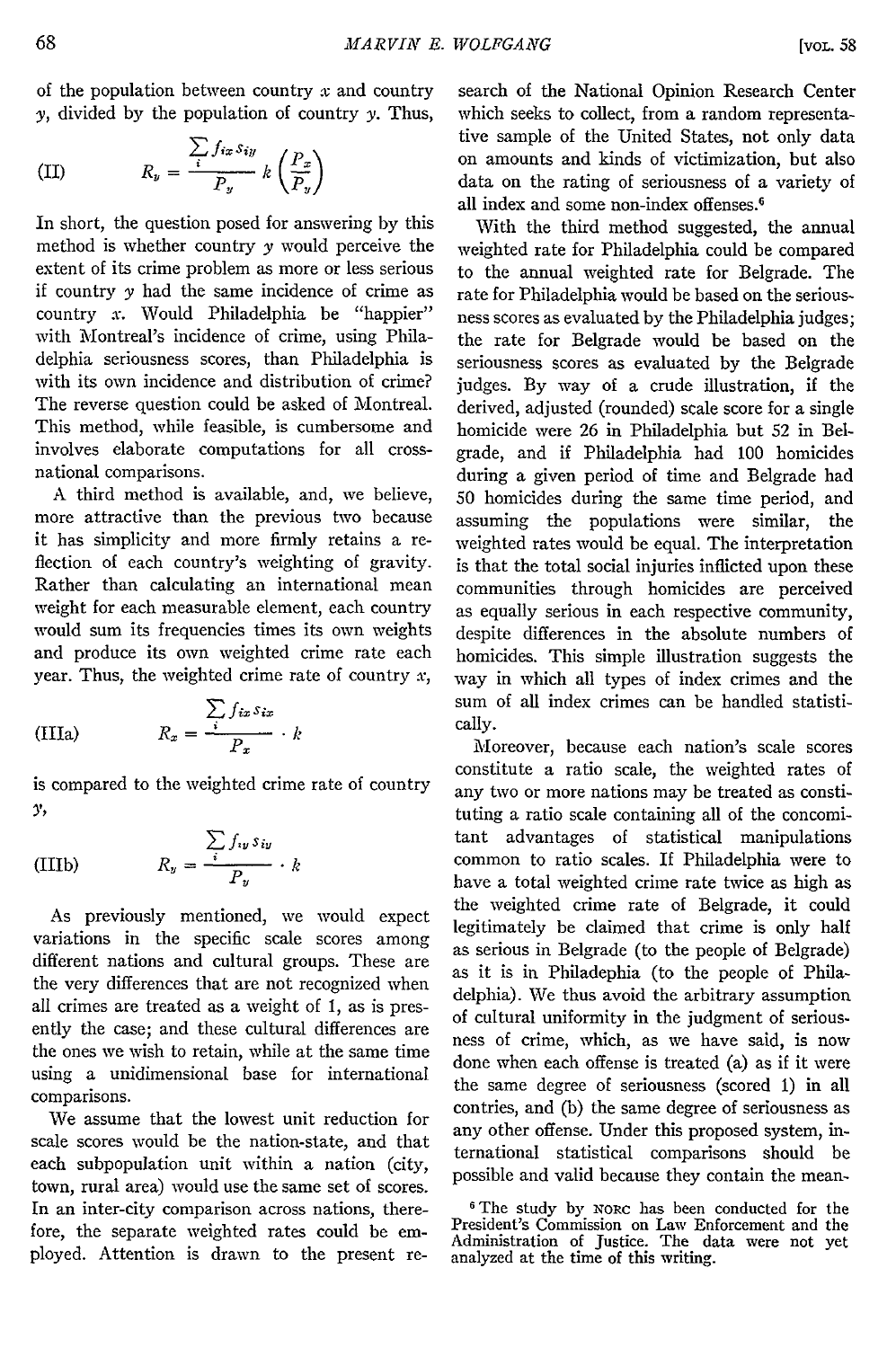of the population between country $x$ and country $y$, divided by the population of country $y$. Thus,

$$\text{(II)} \qquad R_y = \frac{\sum_i f_{ix} s_{iy}}{P_y} k \left(\frac{P_x}{P_y}\right)$$

In short, the question posed for answering by this method is whether country $y$ would perceive the extent of its crime problem as more or less serious if country $y$ had the same incidence of crime as country $x$. Would Philadelphia be "happier" with Montreal's incidence of crime, using Philadelphia seriousness scores, than Philadelphia is with its own incidence and distribution of crime? The reverse question could be asked of Montreal. This method, while feasible, is cumbersome and involves elaborate computations for all cross-national comparisons.

A third method is available, and, we believe, more attractive than the previous two because it has simplicity and more firmly retains a reflection of each country's weighting of gravity. Rather than calculating an international mean weight for each measurable element, each country would sum its frequencies times its own weights and produce its own weighted crime rate each year. Thus, the weighted crime rate of country $x$,

$$\text{(IIIa)} \qquad R_x = \frac{\sum_i f_{ix} s_{ix}}{P_x} \cdot k$$

is compared to the weighted crime rate of country $y$,

$$\text{(IIIb)} \qquad R_y = \frac{\sum_i f_{iy} s_{iy}}{P_y} \cdot k$$

As previously mentioned, we would expect variations in the specific scale scores among different nations and cultural groups. These are the very differences that are not recognized when all crimes are treated as a weight of 1, as is presently the case; and these cultural differences are the ones we wish to retain, while at the same time using a unidimensional base for international comparisons.

We assume that the lowest unit reduction for scale scores would be the nation-state, and that each subpopulation unit within a nation (city, town, rural area) would use the same set of scores. In an inter-city comparison across nations, therefore, the separate weighted rates could be employed. Attention is drawn to the present research of the National Opinion Research Center which seeks to collect, from a random representative sample of the United States, not only data on amounts and kinds of victimization, but also data on the rating of seriousness of a variety of all index and some non-index offenses.[6]

With the third method suggested, the annual weighted rate for Philadelphia could be compared to the annual weighted rate for Belgrade. The rate for Philadelphia would be based on the seriousness scores as evaluated by the Philadelphia judges; the rate for Belgrade would be based on the seriousness scores as evaluated by the Belgrade judges. By way of a crude illustration, if the derived, adjusted (rounded) scale score for a single homicide were 26 in Philadelphia but 52 in Belgrade, and if Philadelphia had 100 homicides during a given period of time and Belgrade had 50 homicides during the same time period, and assuming the populations were similar, the weighted rates would be equal. The interpretation is that the total social injuries inflicted upon these communities through homicides are perceived as equally serious in each respective community, despite differences in the absolute numbers of homicides. This simple illustration suggests the way in which all types of index crimes and the sum of all index crimes can be handled statistically.

Moreover, because each nation's scale scores constitute a ratio scale, the weighted rates of any two or more nations may be treated as constituting a ratio scale containing all of the concomitant advantages of statistical manipulations common to ratio scales. If Philadelphia were to have a total weighted crime rate twice as high as the weighted crime rate of Belgrade, it could legitimately be claimed that crime is only half as serious in Belgrade (to the people of Belgrade) as it is in Philadephia (to the people of Philadelphia). We thus avoid the arbitrary assumption of cultural uniformity in the judgment of seriousness of crime, which, as we have said, is now done when each offense is treated (a) as if it were the same degree of seriousness (scored 1) in all contries, and (b) the same degree of seriousness as any other offense. Under this proposed system, international statistical comparisons should be possible and valid because they contain the mean-

[6] The study by NORC has been conducted for the President's Commission on Law Enforcement and the Administration of Justice. The data were not yet analyzed at the time of this writing.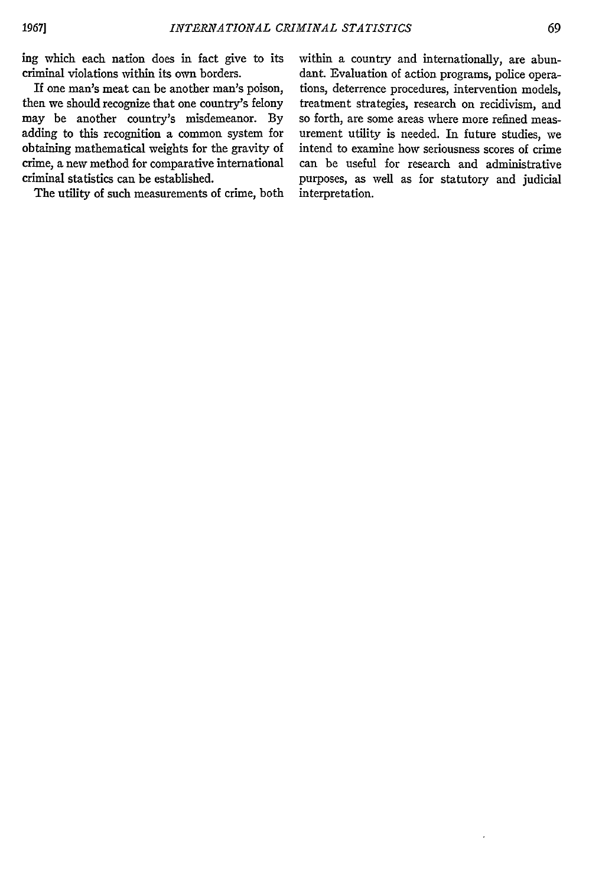ing which each nation does in fact give to its criminal violations within its own borders.

If one man's meat can be another man's poison, then we should recognize that one country's felony may be another country's misdemeanor. By adding to this recognition a common system for obtaining mathematical weights for the gravity of crime, a new method for comparative international criminal statistics can be established.

The utility of such measurements of crime, both within a country and internationally, are abundant. Evaluation of action programs, police operations, deterrence procedures, intervention models, treatment strategies, research on recidivism, and so forth, are some areas where more refined measurement utility is needed. In future studies, we intend to examine how seriousness scores of crime can be useful for research and administrative purposes, as well as for statutory and judicial interpretation.